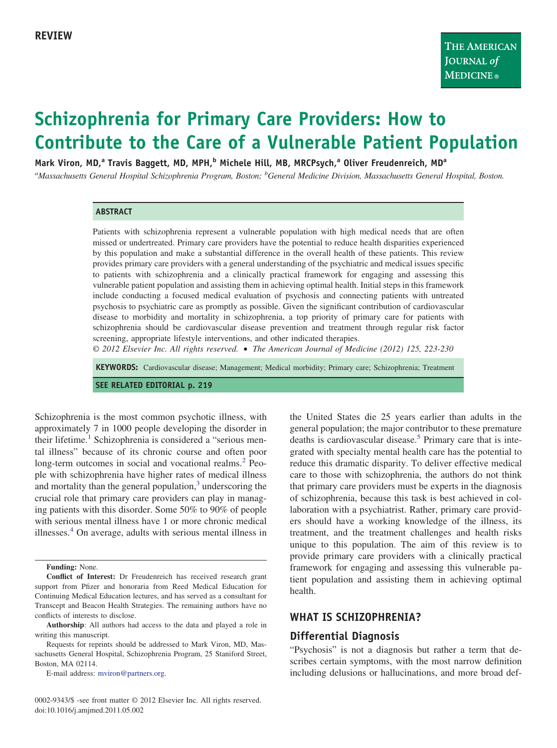REVIEW

# Schizophrenia for Primary Care Providers: How to Contribute to the Care of a Vulnerable Patient Population

Mark Viron, MD,[a] Travis Baggett, MD, MPH,[b] Michele Hill, MB, MRCPsych,[a] Oliver Freudenreich, MD[a]

[a]*Massachusetts General Hospital Schizophrenia Program, Boston;* [b]*General Medicine Division, Massachusetts General Hospital, Boston.*

## ABSTRACT

Patients with schizophrenia represent a vulnerable population with high medical needs that are often missed or undertreated. Primary care providers have the potential to reduce health disparities experienced by this population and make a substantial difference in the overall health of these patients. This review provides primary care providers with a general understanding of the psychiatric and medical issues specific to patients with schizophrenia and a clinically practical framework for engaging and assessing this vulnerable patient population and assisting them in achieving optimal health. Initial steps in this framework include conducting a focused medical evaluation of psychosis and connecting patients with untreated psychosis to psychiatric care as promptly as possible. Given the significant contribution of cardiovascular disease to morbidity and mortality in schizophrenia, a top priority of primary care for patients with schizophrenia should be cardiovascular disease prevention and treatment through regular risk factor screening, appropriate lifestyle interventions, and other indicated therapies.

© 2012 Elsevier Inc. All rights reserved. • *The American Journal of Medicine (2012) 125, 223-230*

**KEYWORDS:** Cardiovascular disease; Management; Medical morbidity; Primary care; Schizophrenia; Treatment

**SEE RELATED EDITORIAL p. 219**

Schizophrenia is the most common psychotic illness, with approximately 7 in 1000 people developing the disorder in their lifetime.[1] Schizophrenia is considered a "serious mental illness" because of its chronic course and often poor long-term outcomes in social and vocational realms.[2] People with schizophrenia have higher rates of medical illness and mortality than the general population,[3] underscoring the crucial role that primary care providers can play in managing patients with this disorder. Some 50% to 90% of people with serious mental illness have 1 or more chronic medical illnesses.[4] On average, adults with serious mental illness in the United States die 25 years earlier than adults in the general population; the major contributor to these premature deaths is cardiovascular disease.[5] Primary care that is integrated with specialty mental health care has the potential to reduce this dramatic disparity. To deliver effective medical care to those with schizophrenia, the authors do not think that primary care providers must be experts in the diagnosis of schizophrenia, because this task is best achieved in collaboration with a psychiatrist. Rather, primary care providers should have a working knowledge of the illness, its treatment, and the treatment challenges and health risks unique to this population. The aim of this review is to provide primary care providers with a clinically practical framework for engaging and assessing this vulnerable patient population and assisting them in achieving optimal health.

## WHAT IS SCHIZOPHRENIA?

### Differential Diagnosis

"Psychosis" is not a diagnosis but rather a term that describes certain symptoms, with the most narrow definition including delusions or hallucinations, and more broad def-

**Funding:** None.

**Conflict of Interest:** Dr Freudenreich has received research grant support from Pfizer and honoraria from Reed Medical Education for Continuing Medical Education lectures, and has served as a consultant for Transcept and Beacon Health Strategies. The remaining authors have no conflicts of interests to disclose.

**Authorship**: All authors had access to the data and played a role in writing this manuscript.

Requests for reprints should be addressed to Mark Viron, MD, Massachusetts General Hospital, Schizophrenia Program, 25 Staniford Street, Boston, MA 02114.

E-mail address: mviron@partners.org.

0002-9343/$ -see front matter © 2012 Elsevier Inc. All rights reserved.
doi:10.1016/j.amjmed.2011.05.002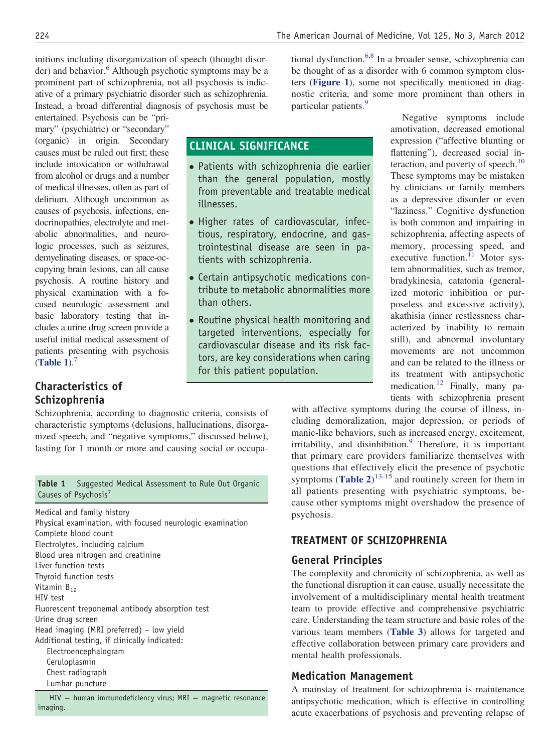initions including disorganization of speech (thought disorder) and behavior.[6] Although psychotic symptoms may be a prominent part of schizophrenia, not all psychosis is indicative of a primary psychiatric disorder such as schizophrenia. Instead, a broad differential diagnosis of psychosis must be entertained. Psychosis can be "primary" (psychiatric) or "secondary" (organic) in origin. Secondary causes must be ruled out first; these include intoxication or withdrawal from alcohol or drugs and a number of medical illnesses, often as part of delirium. Although uncommon as causes of psychosis, infections, endocrinopathies, electrolyte and metabolic abnormalities, and neurologic processes, such as seizures, demyelinating diseases, or space-occupying brain lesions, can all cause psychosis. A routine history and physical examination with a focused neurologic assessment and basic laboratory testing that includes a urine drug screen provide a useful initial medical assessment of patients presenting with psychosis (**Table 1**).[7]

> **CLINICAL SIGNIFICANCE**
>
> - Patients with schizophrenia die earlier than the general population, mostly from preventable and treatable medical illnesses.
> - Higher rates of cardiovascular, infectious, respiratory, endocrine, and gastrointestinal disease are seen in patients with schizophrenia.
> - Certain antipsychotic medications contribute to metabolic abnormalities more than others.
> - Routine physical health monitoring and targeted interventions, especially for cardiovascular disease and its risk factors, are key considerations when caring for this patient population.

## Characteristics of Schizophrenia

Schizophrenia, according to diagnostic criteria, consists of characteristic symptoms (delusions, hallucinations, disorganized speech, and "negative symptoms," discussed below), lasting for 1 month or more and causing social or occupational dysfunction.[6,8] In a broader sense, schizophrenia can be thought of as a disorder with 6 common symptom clusters (**Figure 1**), some not specifically mentioned in diagnostic criteria, and some more prominent than others in particular patients.[9]

**Table 1** Suggested Medical Assessment to Rule Out Organic Causes of Psychosis[7]

| |
|---|
| Medical and family history |
| Physical examination, with focused neurologic examination |
| Complete blood count |
| Electrolytes, including calcium |
| Blood urea nitrogen and creatinine |
| Liver function tests |
| Thyroid function tests |
| Vitamin $B_{12}$ |
| HIV test |
| Fluorescent treponemal antibody absorption test |
| Urine drug screen |
| Head imaging (MRI preferred) – low yield |
| Additional testing, if clinically indicated: |
| Electroencephalogram |
| Ceruloplasmin |
| Chest radiograph |
| Lumbar puncture |

HIV = human immunodeficiency virus; MRI = magnetic resonance imaging.

Negative symptoms include amotivation, decreased emotional expression ("affective blunting or flattening"), decreased social interaction, and poverty of speech.[10] These symptoms may be mistaken by clinicians or family members as a depressive disorder or even "laziness." Cognitive dysfunction is both common and impairing in schizophrenia, affecting aspects of memory, processing speed, and executive function.[11] Motor system abnormalities, such as tremor, bradykinesia, catatonia (generalized motoric inhibition or purposeless and excessive activity), akathisia (inner restlessness characterized by inability to remain still), and abnormal involuntary movements are not uncommon and can be related to the illness or its treatment with antipsychotic medication.[12] Finally, many patients with schizophrenia present with affective symptoms during the course of illness, including demoralization, major depression, or periods of manic-like behaviors, such as increased energy, excitement, irritability, and disinhibition.[9] Therefore, it is important that primary care providers familiarize themselves with questions that effectively elicit the presence of psychotic symptoms (**Table 2**)[13-15] and routinely screen for them in all patients presenting with psychiatric symptoms, because other symptoms might overshadow the presence of psychosis.

# TREATMENT OF SCHIZOPHRENIA

## General Principles

The complexity and chronicity of schizophrenia, as well as the functional disruption it can cause, usually necessitate the involvement of a multidisciplinary mental health treatment team to provide effective and comprehensive psychiatric care. Understanding the team structure and basic roles of the various team members (**Table 3**) allows for targeted and effective collaboration between primary care providers and mental health professionals.

## Medication Management

A mainstay of treatment for schizophrenia is maintenance antipsychotic medication, which is effective in controlling acute exacerbations of psychosis and preventing relapse of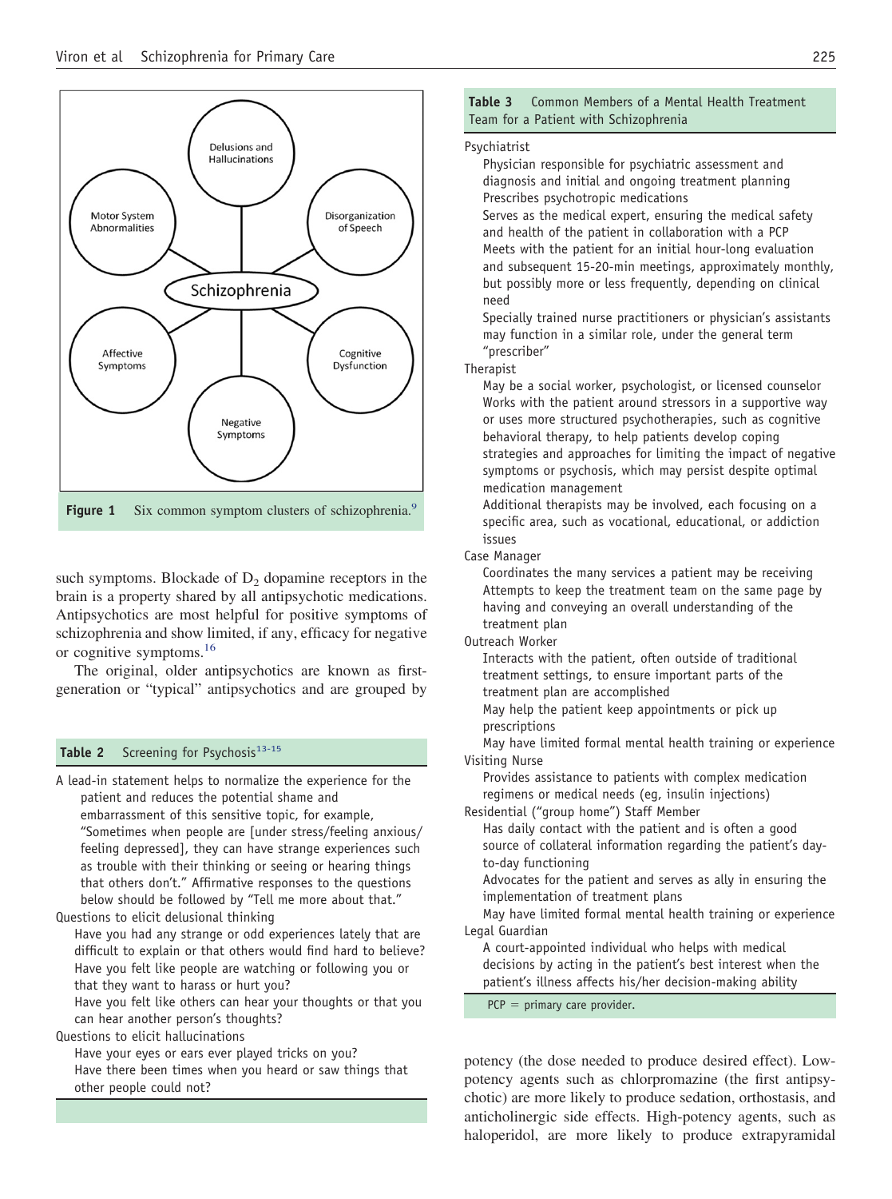Delusions and Hallucinations

Disorganization of Speech

Cognitive Dysfunction

Negative Symptoms

Affective Symptoms

Motor System Abnormalities

Schizophrenia

**Figure 1** Six common symptom clusters of schizophrenia.[9]

such symptoms. Blockade of $D_2$ dopamine receptors in the brain is a property shared by all antipsychotic medications. Antipsychotics are most helpful for positive symptoms of schizophrenia and show limited, if any, efficacy for negative or cognitive symptoms.[16]

The original, older antipsychotics are known as first-generation or "typical" antipsychotics and are grouped by potency (the dose needed to produce desired effect). Low-potency agents such as chlorpromazine (the first antipsychotic) are more likely to produce sedation, orthostasis, and anticholinergic side effects. High-potency agents, such as haloperidol, are more likely to produce extrapyramidal

**Table 2** Screening for Psychosis[13-15]

A lead-in statement helps to normalize the experience for the patient and reduces the potential shame and embarrassment of this sensitive topic, for example, "Sometimes when people are [under stress/feeling anxious/feeling depressed], they can have strange experiences such as trouble with their thinking or seeing or hearing things that others don't." Affirmative responses to the questions below should be followed by "Tell me more about that."

Questions to elicit delusional thinking
- Have you had any strange or odd experiences lately that are difficult to explain or that others would find hard to believe?
- Have you felt like people are watching or following you or that they want to harass or hurt you?
- Have you felt like others can hear your thoughts or that you can hear another person's thoughts?

Questions to elicit hallucinations
- Have your eyes or ears ever played tricks on you?
- Have there been times when you heard or saw things that other people could not?

**Table 3** Common Members of a Mental Health Treatment Team for a Patient with Schizophrenia

Psychiatrist
- Physician responsible for psychiatric assessment and diagnosis and initial and ongoing treatment planning
- Prescribes psychotropic medications
- Serves as the medical expert, ensuring the medical safety and health of the patient in collaboration with a PCP
- Meets with the patient for an initial hour-long evaluation and subsequent 15-20-min meetings, approximately monthly, but possibly more or less frequently, depending on clinical need
- Specially trained nurse practitioners or physician's assistants may function in a similar role, under the general term "prescriber"

Therapist
- May be a social worker, psychologist, or licensed counselor
- Works with the patient around stressors in a supportive way or uses more structured psychotherapies, such as cognitive behavioral therapy, to help patients develop coping strategies and approaches for limiting the impact of negative symptoms or psychosis, which may persist despite optimal medication management
- Additional therapists may be involved, each focusing on a specific area, such as vocational, educational, or addiction issues

Case Manager
- Coordinates the many services a patient may be receiving
- Attempts to keep the treatment team on the same page by having and conveying an overall understanding of the treatment plan

Outreach Worker
- Interacts with the patient, often outside of traditional treatment settings, to ensure important parts of the treatment plan are accomplished
- May help the patient keep appointments or pick up prescriptions
- May have limited formal mental health training or experience

Visiting Nurse
- Provides assistance to patients with complex medication regimens or medical needs (eg, insulin injections)

Residential ("group home") Staff Member
- Has daily contact with the patient and is often a good source of collateral information regarding the patient's day-to-day functioning
- Advocates for the patient and serves as ally in ensuring the implementation of treatment plans
- May have limited formal mental health training or experience

Legal Guardian
- A court-appointed individual who helps with medical decisions by acting in the patient's best interest when the patient's illness affects his/her decision-making ability

PCP = primary care provider.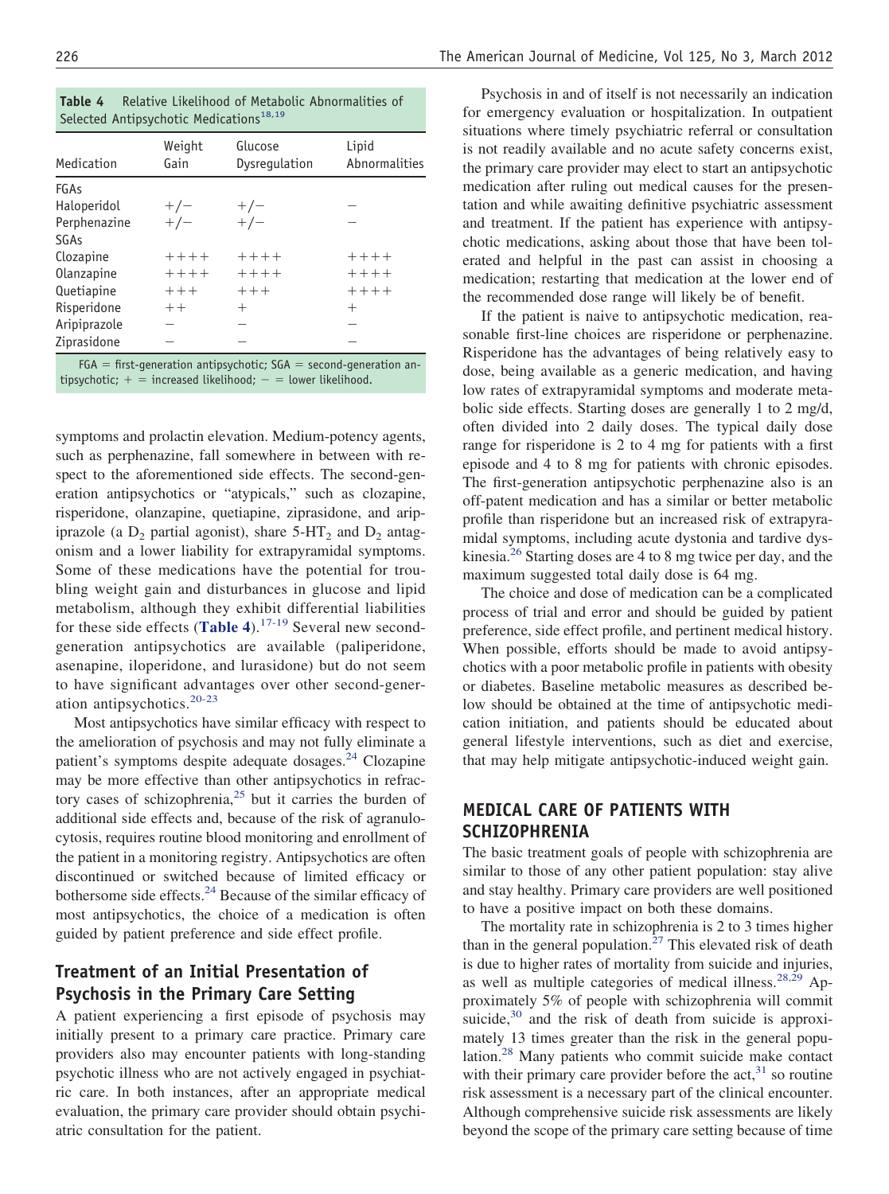**Table 4** Relative Likelihood of Metabolic Abnormalities of Selected Antipsychotic Medications[18,19]

| Medication | Weight Gain | Glucose Dysregulation | Lipid Abnormalities |
|---|---|---|---|
| FGAs | | | |
| Haloperidol | +/− | +/− | − |
| Perphenazine | +/− | +/− | − |
| SGAs | | | |
| Clozapine | ++++ | ++++ | ++++ |
| Olanzapine | ++++ | ++++ | ++++ |
| Quetiapine | +++ | +++ | ++++ |
| Risperidone | ++ | + | + |
| Aripiprazole | − | − | − |
| Ziprasidone | − | − | − |

FGA = first-generation antipsychotic; SGA = second-generation antipsychotic; + = increased likelihood; − = lower likelihood.

symptoms and prolactin elevation. Medium-potency agents, such as perphenazine, fall somewhere in between with respect to the aforementioned side effects. The second-generation antipsychotics or "atypicals," such as clozapine, risperidone, olanzapine, quetiapine, ziprasidone, and aripiprazole (a $D_2$ partial agonist), share $5\text{-HT}_2$ and $D_2$ antagonism and a lower liability for extrapyramidal symptoms. Some of these medications have the potential for troubling weight gain and disturbances in glucose and lipid metabolism, although they exhibit differential liabilities for these side effects (**Table 4**).[17-19] Several new second-generation antipsychotics are available (paliperidone, asenapine, iloperidone, and lurasidone) but do not seem to have significant advantages over other second-generation antipsychotics.[20-23]

Most antipsychotics have similar efficacy with respect to the amelioration of psychosis and may not fully eliminate a patient's symptoms despite adequate dosages.[24] Clozapine may be more effective than other antipsychotics in refractory cases of schizophrenia,[25] but it carries the burden of additional side effects and, because of the risk of agranulocytosis, requires routine blood monitoring and enrollment of the patient in a monitoring registry. Antipsychotics are often discontinued or switched because of limited efficacy or bothersome side effects.[24] Because of the similar efficacy of most antipsychotics, the choice of a medication is often guided by patient preference and side effect profile.

## Treatment of an Initial Presentation of Psychosis in the Primary Care Setting

A patient experiencing a first episode of psychosis may initially present to a primary care practice. Primary care providers also may encounter patients with long-standing psychotic illness who are not actively engaged in psychiatric care. In both instances, after an appropriate medical evaluation, the primary care provider should obtain psychiatric consultation for the patient.

Psychosis in and of itself is not necessarily an indication for emergency evaluation or hospitalization. In outpatient situations where timely psychiatric referral or consultation is not readily available and no acute safety concerns exist, the primary care provider may elect to start an antipsychotic medication after ruling out medical causes for the presentation and while awaiting definitive psychiatric assessment and treatment. If the patient has experience with antipsychotic medications, asking about those that have been tolerated and helpful in the past can assist in choosing a medication; restarting that medication at the lower end of the recommended dose range will likely be of benefit.

If the patient is naive to antipsychotic medication, reasonable first-line choices are risperidone or perphenazine. Risperidone has the advantages of being relatively easy to dose, being available as a generic medication, and having low rates of extrapyramidal symptoms and moderate metabolic side effects. Starting doses are generally 1 to 2 mg/d, often divided into 2 daily doses. The typical daily dose range for risperidone is 2 to 4 mg for patients with a first episode and 4 to 8 mg for patients with chronic episodes. The first-generation antipsychotic perphenazine also is an off-patent medication and has a similar or better metabolic profile than risperidone but an increased risk of extrapyramidal symptoms, including acute dystonia and tardive dyskinesia.[26] Starting doses are 4 to 8 mg twice per day, and the maximum suggested total daily dose is 64 mg.

The choice and dose of medication can be a complicated process of trial and error and should be guided by patient preference, side effect profile, and pertinent medical history. When possible, efforts should be made to avoid antipsychotics with a poor metabolic profile in patients with obesity or diabetes. Baseline metabolic measures as described below should be obtained at the time of antipsychotic medication initiation, and patients should be educated about general lifestyle interventions, such as diet and exercise, that may help mitigate antipsychotic-induced weight gain.

## MEDICAL CARE OF PATIENTS WITH SCHIZOPHRENIA

The basic treatment goals of people with schizophrenia are similar to those of any other patient population: stay alive and stay healthy. Primary care providers are well positioned to have a positive impact on both these domains.

The mortality rate in schizophrenia is 2 to 3 times higher than in the general population.[27] This elevated risk of death is due to higher rates of mortality from suicide and injuries, as well as multiple categories of medical illness.[28,29] Approximately 5% of people with schizophrenia will commit suicide,[30] and the risk of death from suicide is approximately 13 times greater than the risk in the general population.[28] Many patients who commit suicide make contact with their primary care provider before the act,[31] so routine risk assessment is a necessary part of the clinical encounter. Although comprehensive suicide risk assessments are likely beyond the scope of the primary care setting because of time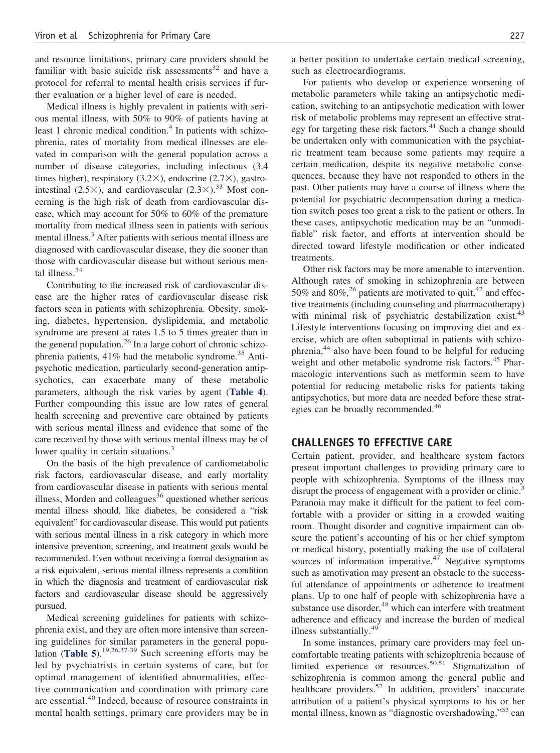and resource limitations, primary care providers should be familiar with basic suicide risk assessments[32] and have a protocol for referral to mental health crisis services if further evaluation or a higher level of care is needed.

Medical illness is highly prevalent in patients with serious mental illness, with 50% to 90% of patients having at least 1 chronic medical condition.[4] In patients with schizophrenia, rates of mortality from medical illnesses are elevated in comparison with the general population across a number of disease categories, including infectious (3.4 times higher), respiratory (3.2×), endocrine (2.7×), gastrointestinal (2.5×), and cardiovascular (2.3×).[33] Most concerning is the high risk of death from cardiovascular disease, which may account for 50% to 60% of the premature mortality from medical illness seen in patients with serious mental illness.[3] After patients with serious mental illness are diagnosed with cardiovascular disease, they die sooner than those with cardiovascular disease but without serious mental illness.[34]

Contributing to the increased risk of cardiovascular disease are the higher rates of cardiovascular disease risk factors seen in patients with schizophrenia. Obesity, smoking, diabetes, hypertension, dyslipidemia, and metabolic syndrome are present at rates 1.5 to 5 times greater than in the general population.[26] In a large cohort of chronic schizophrenia patients, 41% had the metabolic syndrome.[35] Antipsychotic medication, particularly second-generation antipsychotics, can exacerbate many of these metabolic parameters, although the risk varies by agent (**Table 4**). Further compounding this issue are low rates of general health screening and preventive care obtained by patients with serious mental illness and evidence that some of the care received by those with serious mental illness may be of lower quality in certain situations.[3]

On the basis of the high prevalence of cardiometabolic risk factors, cardiovascular disease, and early mortality from cardiovascular disease in patients with serious mental illness, Morden and colleagues[36] questioned whether serious mental illness should, like diabetes, be considered a "risk equivalent" for cardiovascular disease. This would put patients with serious mental illness in a risk category in which more intensive prevention, screening, and treatment goals would be recommended. Even without receiving a formal designation as a risk equivalent, serious mental illness represents a condition in which the diagnosis and treatment of cardiovascular risk factors and cardiovascular disease should be aggressively pursued.

Medical screening guidelines for patients with schizophrenia exist, and they are often more intensive than screening guidelines for similar parameters in the general population (**Table 5**).[19,26,37-39] Such screening efforts may be led by psychiatrists in certain systems of care, but for optimal management of identified abnormalities, effective communication and coordination with primary care are essential.[40] Indeed, because of resource constraints in mental health settings, primary care providers may be in a better position to undertake certain medical screening, such as electrocardiograms.

For patients who develop or experience worsening of metabolic parameters while taking an antipsychotic medication, switching to an antipsychotic medication with lower risk of metabolic problems may represent an effective strategy for targeting these risk factors.[41] Such a change should be undertaken only with communication with the psychiatric treatment team because some patients may require a certain medication, despite its negative metabolic consequences, because they have not responded to others in the past. Other patients may have a course of illness where the potential for psychiatric decompensation during a medication switch poses too great a risk to the patient or others. In these cases, antipsychotic medication may be an "unmodifiable" risk factor, and efforts at intervention should be directed toward lifestyle modification or other indicated treatments.

Other risk factors may be more amenable to intervention. Although rates of smoking in schizophrenia are between 50% and 80%,[26] patients are motivated to quit,[42] and effective treatments (including counseling and pharmacotherapy) with minimal risk of psychiatric destabilization exist.[43] Lifestyle interventions focusing on improving diet and exercise, which are often suboptimal in patients with schizophrenia,[44] also have been found to be helpful for reducing weight and other metabolic syndrome risk factors.[45] Pharmacologic interventions such as metformin seem to have potential for reducing metabolic risks for patients taking antipsychotics, but more data are needed before these strategies can be broadly recommended.[46]

## CHALLENGES TO EFFECTIVE CARE

Certain patient, provider, and healthcare system factors present important challenges to providing primary care to people with schizophrenia. Symptoms of the illness may disrupt the process of engagement with a provider or clinic.[3] Paranoia may make it difficult for the patient to feel comfortable with a provider or sitting in a crowded waiting room. Thought disorder and cognitive impairment can obscure the patient's accounting of his or her chief symptom or medical history, potentially making the use of collateral sources of information imperative.[47] Negative symptoms such as amotivation may present an obstacle to the successful attendance of appointments or adherence to treatment plans. Up to one half of people with schizophrenia have a substance use disorder,[48] which can interfere with treatment adherence and efficacy and increase the burden of medical illness substantially.[49]

In some instances, primary care providers may feel uncomfortable treating patients with schizophrenia because of limited experience or resources.[50,51] Stigmatization of schizophrenia is common among the general public and healthcare providers.[52] In addition, providers' inaccurate attribution of a patient's physical symptoms to his or her mental illness, known as "diagnostic overshadowing,"[53] can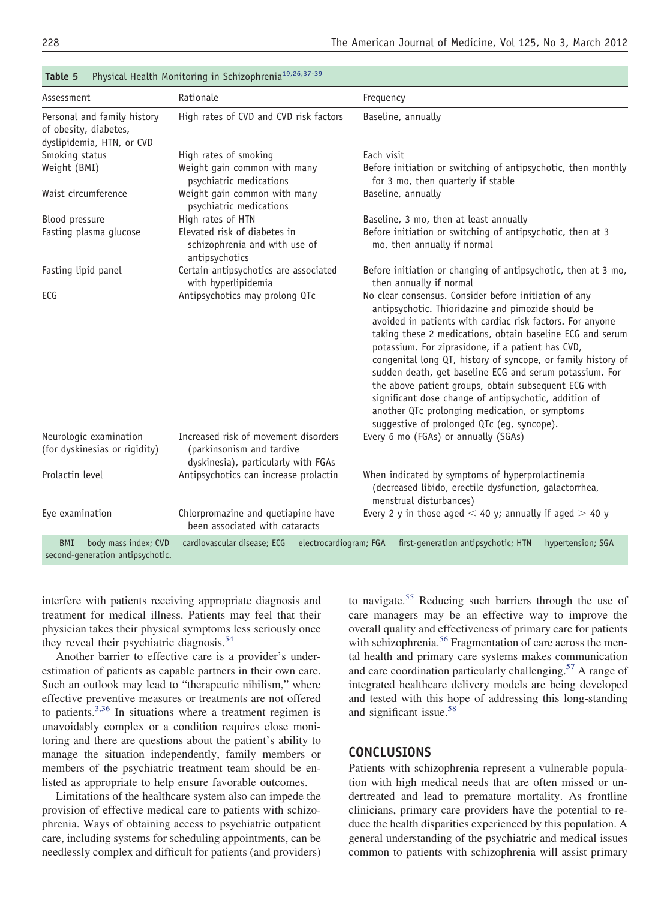**Table 5** Physical Health Monitoring in Schizophrenia[19,26,37-39]

| Assessment | Rationale | Frequency |
|---|---|---|
| Personal and family history of obesity, diabetes, dyslipidemia, HTN, or CVD | High rates of CVD and CVD risk factors | Baseline, annually |
| Smoking status | High rates of smoking | Each visit |
| Weight (BMI) | Weight gain common with many psychiatric medications | Before initiation or switching of antipsychotic, then monthly for 3 mo, then quarterly if stable |
| Waist circumference | Weight gain common with many psychiatric medications | Baseline, annually |
| Blood pressure | High rates of HTN | Baseline, 3 mo, then at least annually |
| Fasting plasma glucose | Elevated risk of diabetes in schizophrenia and with use of antipsychotics | Before initiation or switching of antipsychotic, then at 3 mo, then annually if normal |
| Fasting lipid panel | Certain antipsychotics are associated with hyperlipidemia | Before initiation or changing of antipsychotic, then at 3 mo, then annually if normal |
| ECG | Antipsychotics may prolong QTc | No clear consensus. Consider before initiation of any antipsychotic. Thioridazine and pimozide should be avoided in patients with cardiac risk factors. For anyone taking these 2 medications, obtain baseline ECG and serum potassium. For ziprasidone, if a patient has CVD, congenital long QT, history of syncope, or family history of sudden death, get baseline ECG and serum potassium. For the above patient groups, obtain subsequent ECG with significant dose change of antipsychotic, addition of another QTc prolonging medication, or symptoms suggestive of prolonged QTc (eg, syncope). |
| Neurologic examination (for dyskinesias or rigidity) | Increased risk of movement disorders (parkinsonism and tardive dyskinesia), particularly with FGAs | Every 6 mo (FGAs) or annually (SGAs) |
| Prolactin level | Antipsychotics can increase prolactin | When indicated by symptoms of hyperprolactinemia (decreased libido, erectile dysfunction, galactorrhea, menstrual disturbances) |
| Eye examination | Chlorpromazine and quetiapine have been associated with cataracts | Every 2 y in those aged < 40 y; annually if aged > 40 y |

BMI = body mass index; CVD = cardiovascular disease; ECG = electrocardiogram; FGA = first-generation antipsychotic; HTN = hypertension; SGA = second-generation antipsychotic.

interfere with patients receiving appropriate diagnosis and treatment for medical illness. Patients may feel that their physician takes their physical symptoms less seriously once they reveal their psychiatric diagnosis.[54]

Another barrier to effective care is a provider's underestimation of patients as capable partners in their own care. Such an outlook may lead to "therapeutic nihilism," where effective preventive measures or treatments are not offered to patients.[3,36] In situations where a treatment regimen is unavoidably complex or a condition requires close monitoring and there are questions about the patient's ability to manage the situation independently, family members or members of the psychiatric treatment team should be enlisted as appropriate to help ensure favorable outcomes.

Limitations of the healthcare system also can impede the provision of effective medical care to patients with schizophrenia. Ways of obtaining access to psychiatric outpatient care, including systems for scheduling appointments, can be needlessly complex and difficult for patients (and providers) to navigate.[55] Reducing such barriers through the use of care managers may be an effective way to improve the overall quality and effectiveness of primary care for patients with schizophrenia.[56] Fragmentation of care across the mental health and primary care systems makes communication and care coordination particularly challenging.[57] A range of integrated healthcare delivery models are being developed and tested with this hope of addressing this long-standing and significant issue.[58]

## CONCLUSIONS

Patients with schizophrenia represent a vulnerable population with high medical needs that are often missed or undertreated and lead to premature mortality. As frontline clinicians, primary care providers have the potential to reduce the health disparities experienced by this population. A general understanding of the psychiatric and medical issues common to patients with schizophrenia will assist primary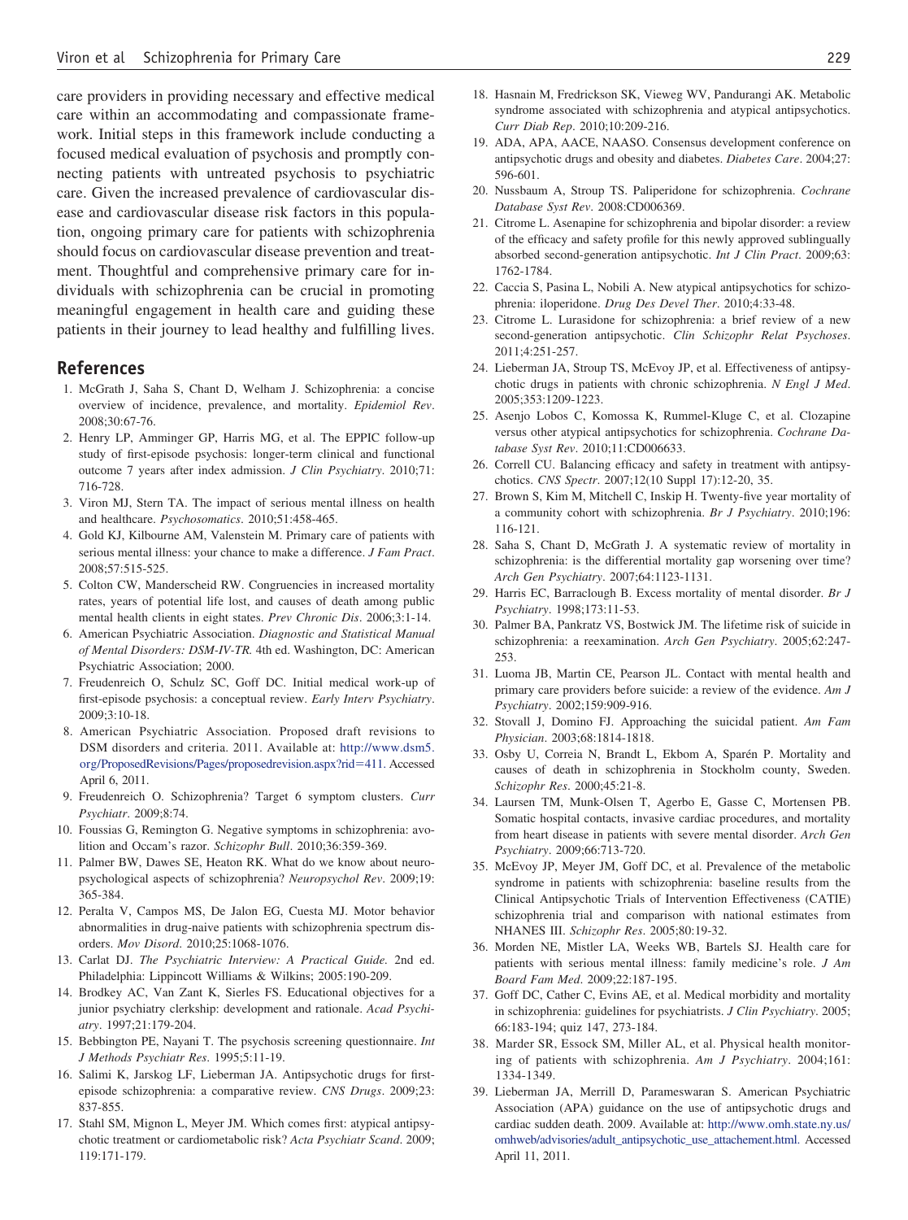care providers in providing necessary and effective medical care within an accommodating and compassionate framework. Initial steps in this framework include conducting a focused medical evaluation of psychosis and promptly connecting patients with untreated psychosis to psychiatric care. Given the increased prevalence of cardiovascular disease and cardiovascular disease risk factors in this population, ongoing primary care for patients with schizophrenia should focus on cardiovascular disease prevention and treatment. Thoughtful and comprehensive primary care for individuals with schizophrenia can be crucial in promoting meaningful engagement in health care and guiding these patients in their journey to lead healthy and fulfilling lives.

## References

1. McGrath J, Saha S, Chant D, Welham J. Schizophrenia: a concise overview of incidence, prevalence, and mortality. *Epidemiol Rev*. 2008;30:67-76.
2. Henry LP, Amminger GP, Harris MG, et al. The EPPIC follow-up study of first-episode psychosis: longer-term clinical and functional outcome 7 years after index admission. *J Clin Psychiatry*. 2010;71:716-728.
3. Viron MJ, Stern TA. The impact of serious mental illness on health and healthcare. *Psychosomatics*. 2010;51:458-465.
4. Gold KJ, Kilbourne AM, Valenstein M. Primary care of patients with serious mental illness: your chance to make a difference. *J Fam Pract*. 2008;57:515-525.
5. Colton CW, Manderscheid RW. Congruencies in increased mortality rates, years of potential life lost, and causes of death among public mental health clients in eight states. *Prev Chronic Dis*. 2006;3:1-14.
6. American Psychiatric Association. *Diagnostic and Statistical Manual of Mental Disorders: DSM-IV-TR.* 4th ed. Washington, DC: American Psychiatric Association; 2000.
7. Freudenreich O, Schulz SC, Goff DC. Initial medical work-up of first-episode psychosis: a conceptual review. *Early Interv Psychiatry*. 2009;3:10-18.
8. American Psychiatric Association. Proposed draft revisions to DSM disorders and criteria. 2011. Available at: http://www.dsm5.org/ProposedRevisions/Pages/proposedrevision.aspx?rid=411. Accessed April 6, 2011.
9. Freudenreich O. Schizophrenia? Target 6 symptom clusters. *Curr Psychiatr*. 2009;8:74.
10. Foussias G, Remington G. Negative symptoms in schizophrenia: avolition and Occam's razor. *Schizophr Bull*. 2010;36:359-369.
11. Palmer BW, Dawes SE, Heaton RK. What do we know about neuropsychological aspects of schizophrenia? *Neuropsychol Rev*. 2009;19:365-384.
12. Peralta V, Campos MS, De Jalon EG, Cuesta MJ. Motor behavior abnormalities in drug-naive patients with schizophrenia spectrum disorders. *Mov Disord*. 2010;25:1068-1076.
13. Carlat DJ. *The Psychiatric Interview: A Practical Guide.* 2nd ed. Philadelphia: Lippincott Williams & Wilkins; 2005:190-209.
14. Brodkey AC, Van Zant K, Sierles FS. Educational objectives for a junior psychiatry clerkship: development and rationale. *Acad Psychiatry*. 1997;21:179-204.
15. Bebbington PE, Nayani T. The psychosis screening questionnaire. *Int J Methods Psychiatr Res*. 1995;5:11-19.
16. Salimi K, Jarskog LF, Lieberman JA. Antipsychotic drugs for first-episode schizophrenia: a comparative review. *CNS Drugs*. 2009;23:837-855.
17. Stahl SM, Mignon L, Meyer JM. Which comes first: atypical antipsychotic treatment or cardiometabolic risk? *Acta Psychiatr Scand*. 2009;119:171-179.
18. Hasnain M, Fredrickson SK, Vieweg WV, Pandurangi AK. Metabolic syndrome associated with schizophrenia and atypical antipsychotics. *Curr Diab Rep*. 2010;10:209-216.
19. ADA, APA, AACE, NAASO. Consensus development conference on antipsychotic drugs and obesity and diabetes. *Diabetes Care*. 2004;27:596-601.
20. Nussbaum A, Stroup TS. Paliperidone for schizophrenia. *Cochrane Database Syst Rev*. 2008:CD006369.
21. Citrome L. Asenapine for schizophrenia and bipolar disorder: a review of the efficacy and safety profile for this newly approved sublingually absorbed second-generation antipsychotic. *Int J Clin Pract*. 2009;63:1762-1784.
22. Caccia S, Pasina L, Nobili A. New atypical antipsychotics for schizophrenia: iloperidone. *Drug Des Devel Ther*. 2010;4:33-48.
23. Citrome L. Lurasidone for schizophrenia: a brief review of a new second-generation antipsychotic. *Clin Schizophr Relat Psychoses*. 2011;4:251-257.
24. Lieberman JA, Stroup TS, McEvoy JP, et al. Effectiveness of antipsychotic drugs in patients with chronic schizophrenia. *N Engl J Med*. 2005;353:1209-1223.
25. Asenjo Lobos C, Komossa K, Rummel-Kluge C, et al. Clozapine versus other atypical antipsychotics for schizophrenia. *Cochrane Database Syst Rev*. 2010;11:CD006633.
26. Correll CU. Balancing efficacy and safety in treatment with antipsychotics. *CNS Spectr*. 2007;12(10 Suppl 17):12-20, 35.
27. Brown S, Kim M, Mitchell C, Inskip H. Twenty-five year mortality of a community cohort with schizophrenia. *Br J Psychiatry*. 2010;196:116-121.
28. Saha S, Chant D, McGrath J. A systematic review of mortality in schizophrenia: is the differential mortality gap worsening over time? *Arch Gen Psychiatry*. 2007;64:1123-1131.
29. Harris EC, Barraclough B. Excess mortality of mental disorder. *Br J Psychiatry*. 1998;173:11-53.
30. Palmer BA, Pankratz VS, Bostwick JM. The lifetime risk of suicide in schizophrenia: a reexamination. *Arch Gen Psychiatry*. 2005;62:247-253.
31. Luoma JB, Martin CE, Pearson JL. Contact with mental health and primary care providers before suicide: a review of the evidence. *Am J Psychiatry*. 2002;159:909-916.
32. Stovall J, Domino FJ. Approaching the suicidal patient. *Am Fam Physician*. 2003;68:1814-1818.
33. Osby U, Correia N, Brandt L, Ekbom A, Sparén P. Mortality and causes of death in schizophrenia in Stockholm county, Sweden. *Schizophr Res*. 2000;45:21-8.
34. Laursen TM, Munk-Olsen T, Agerbo E, Gasse C, Mortensen PB. Somatic hospital contacts, invasive cardiac procedures, and mortality from heart disease in patients with severe mental disorder. *Arch Gen Psychiatry*. 2009;66:713-720.
35. McEvoy JP, Meyer JM, Goff DC, et al. Prevalence of the metabolic syndrome in patients with schizophrenia: baseline results from the Clinical Antipsychotic Trials of Intervention Effectiveness (CATIE) schizophrenia trial and comparison with national estimates from NHANES III. *Schizophr Res*. 2005;80:19-32.
36. Morden NE, Mistler LA, Weeks WB, Bartels SJ. Health care for patients with serious mental illness: family medicine's role. *J Am Board Fam Med*. 2009;22:187-195.
37. Goff DC, Cather C, Evins AE, et al. Medical morbidity and mortality in schizophrenia: guidelines for psychiatrists. *J Clin Psychiatry*. 2005;66:183-194; quiz 147, 273-184.
38. Marder SR, Essock SM, Miller AL, et al. Physical health monitoring of patients with schizophrenia. *Am J Psychiatry*. 2004;161:1334-1349.
39. Lieberman JA, Merrill D, Parameswaran S. American Psychiatric Association (APA) guidance on the use of antipsychotic drugs and cardiac sudden death. 2009. Available at: http://www.omh.state.ny.us/omhweb/advisories/adult_antipsychotic_use_attachement.html. Accessed April 11, 2011.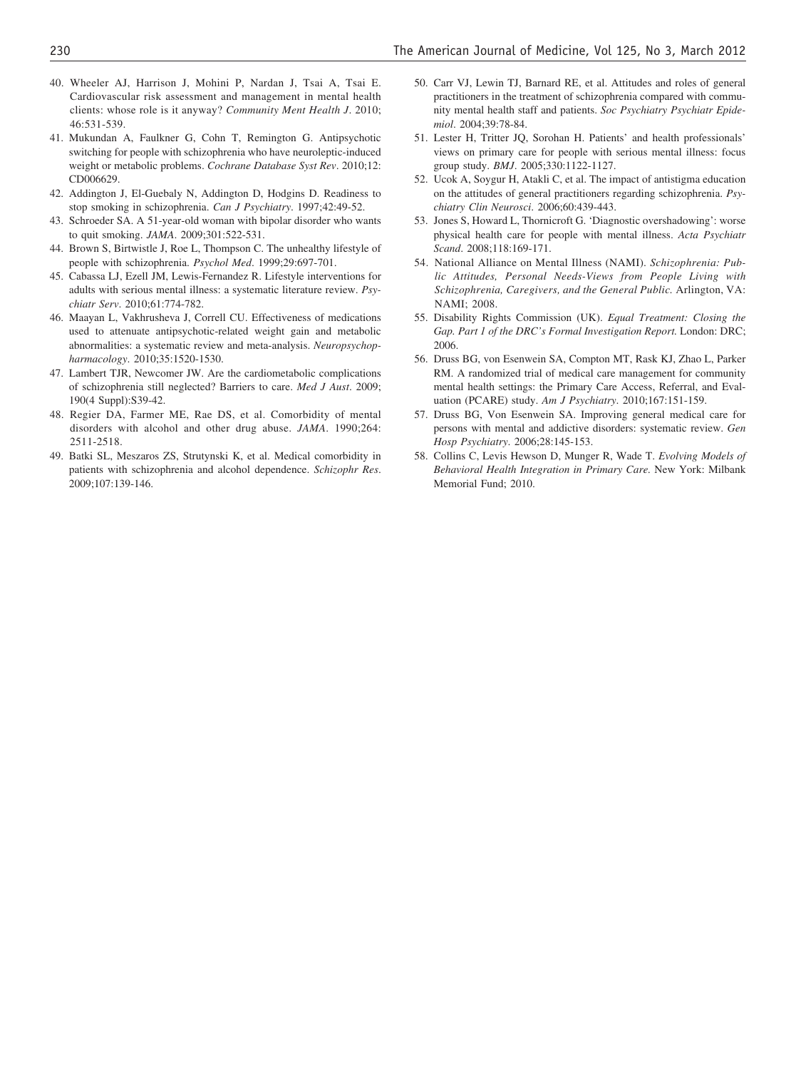40. Wheeler AJ, Harrison J, Mohini P, Nardan J, Tsai A, Tsai E. Cardiovascular risk assessment and management in mental health clients: whose role is it anyway? *Community Ment Health J*. 2010; 46:531-539.
41. Mukundan A, Faulkner G, Cohn T, Remington G. Antipsychotic switching for people with schizophrenia who have neuroleptic-induced weight or metabolic problems. *Cochrane Database Syst Rev*. 2010;12: CD006629.
42. Addington J, El-Guebaly N, Addington D, Hodgins D. Readiness to stop smoking in schizophrenia. *Can J Psychiatry*. 1997;42:49-52.
43. Schroeder SA. A 51-year-old woman with bipolar disorder who wants to quit smoking. *JAMA*. 2009;301:522-531.
44. Brown S, Birtwistle J, Roe L, Thompson C. The unhealthy lifestyle of people with schizophrenia. *Psychol Med*. 1999;29:697-701.
45. Cabassa LJ, Ezell JM, Lewis-Fernandez R. Lifestyle interventions for adults with serious mental illness: a systematic literature review. *Psychiatr Serv*. 2010;61:774-782.
46. Maayan L, Vakhrusheva J, Correll CU. Effectiveness of medications used to attenuate antipsychotic-related weight gain and metabolic abnormalities: a systematic review and meta-analysis. *Neuropsychopharmacology*. 2010;35:1520-1530.
47. Lambert TJR, Newcomer JW. Are the cardiometabolic complications of schizophrenia still neglected? Barriers to care. *Med J Aust*. 2009; 190(4 Suppl):S39-42.
48. Regier DA, Farmer ME, Rae DS, et al. Comorbidity of mental disorders with alcohol and other drug abuse. *JAMA*. 1990;264: 2511-2518.
49. Batki SL, Meszaros ZS, Strutynski K, et al. Medical comorbidity in patients with schizophrenia and alcohol dependence. *Schizophr Res*. 2009;107:139-146.
50. Carr VJ, Lewin TJ, Barnard RE, et al. Attitudes and roles of general practitioners in the treatment of schizophrenia compared with community mental health staff and patients. *Soc Psychiatry Psychiatr Epidemiol*. 2004;39:78-84.
51. Lester H, Tritter JQ, Sorohan H. Patients' and health professionals' views on primary care for people with serious mental illness: focus group study. *BMJ*. 2005;330:1122-1127.
52. Ucok A, Soygur H, Atakli C, et al. The impact of antistigma education on the attitudes of general practitioners regarding schizophrenia. *Psychiatry Clin Neurosci*. 2006;60:439-443.
53. Jones S, Howard L, Thornicroft G. 'Diagnostic overshadowing': worse physical health care for people with mental illness. *Acta Psychiatr Scand*. 2008;118:169-171.
54. National Alliance on Mental Illness (NAMI). *Schizophrenia: Public Attitudes, Personal Needs-Views from People Living with Schizophrenia, Caregivers, and the General Public*. Arlington, VA: NAMI; 2008.
55. Disability Rights Commission (UK). *Equal Treatment: Closing the Gap. Part 1 of the DRC's Formal Investigation Report*. London: DRC; 2006.
56. Druss BG, von Esenwein SA, Compton MT, Rask KJ, Zhao L, Parker RM. A randomized trial of medical care management for community mental health settings: the Primary Care Access, Referral, and Evaluation (PCARE) study. *Am J Psychiatry*. 2010;167:151-159.
57. Druss BG, Von Esenwein SA. Improving general medical care for persons with mental and addictive disorders: systematic review. *Gen Hosp Psychiatry*. 2006;28:145-153.
58. Collins C, Levis Hewson D, Munger R, Wade T. *Evolving Models of Behavioral Health Integration in Primary Care*. New York: Milbank Memorial Fund; 2010.